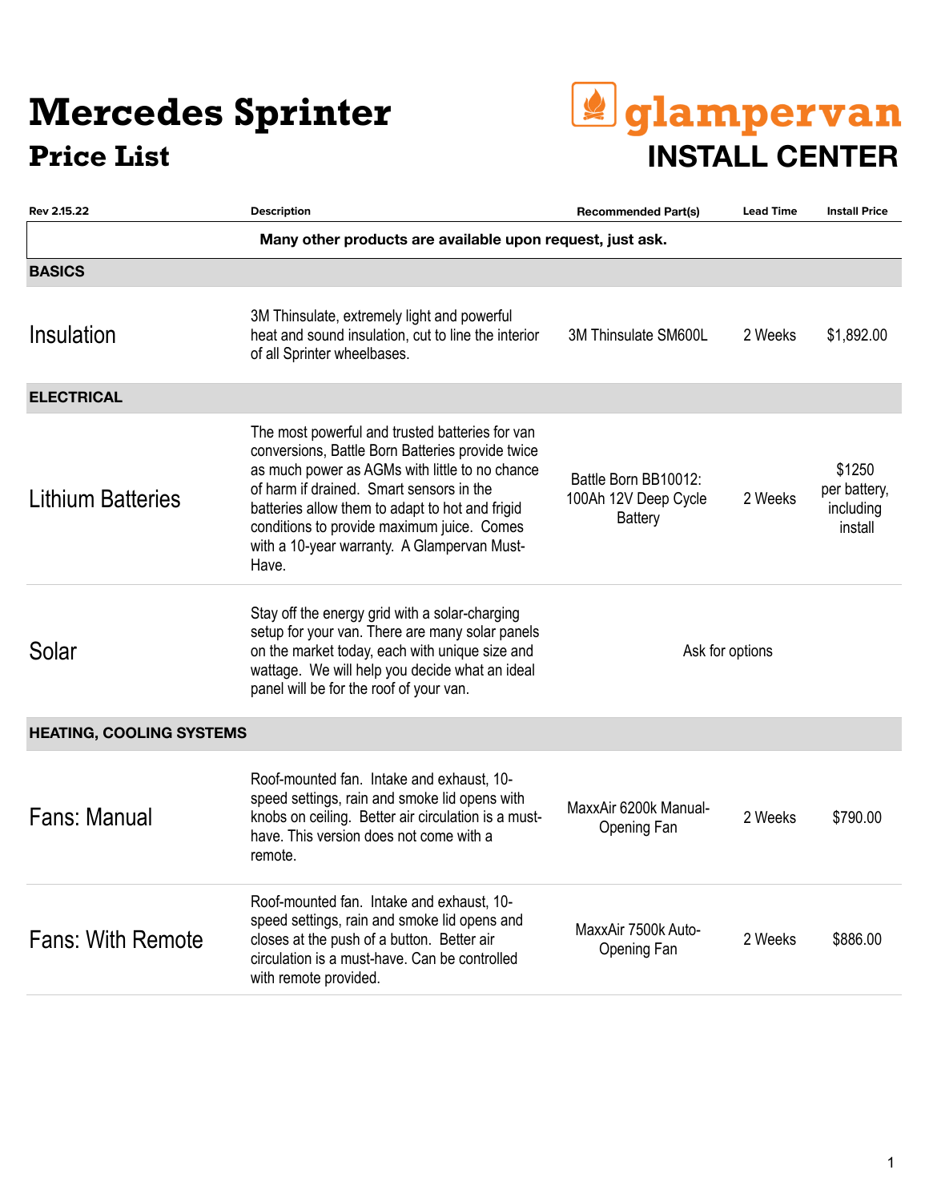# Mercedes Sprinter
## Price List

**glampervan**
**INSTALL CENTER**

| Rev 2.15.22 | Description | Recommended Part(s) | Lead Time | Install Price |
|---|---|---|---|---|
| | **Many other products are available upon request, just ask.** | | | |
| **BASICS** | | | | |
| Insulation | 3M Thinsulate, extremely light and powerful heat and sound insulation, cut to line the interior of all Sprinter wheelbases. | 3M Thinsulate SM600L | 2 Weeks | $1,892.00 |
| **ELECTRICAL** | | | | |
| Lithium Batteries | The most powerful and trusted batteries for van conversions, Battle Born Batteries provide twice as much power as AGMs with little to no chance of harm if drained. Smart sensors in the batteries allow them to adapt to hot and frigid conditions to provide maximum juice. Comes with a 10-year warranty. A Glampervan Must-Have. | Battle Born BB10012: 100Ah 12V Deep Cycle Battery | 2 Weeks | $1250 per battery, including install |
| Solar | Stay off the energy grid with a solar-charging setup for your van. There are many solar panels on the market today, each with unique size and wattage. We will help you decide what an ideal panel will be for the roof of your van. | Ask for options | | |
| **HEATING, COOLING SYSTEMS** | | | | |
| Fans: Manual | Roof-mounted fan. Intake and exhaust, 10-speed settings, rain and smoke lid opens with knobs on ceiling. Better air circulation is a must-have. This version does not come with a remote. | MaxxAir 6200k Manual-Opening Fan | 2 Weeks | $790.00 |
| Fans: With Remote | Roof-mounted fan. Intake and exhaust, 10-speed settings, rain and smoke lid opens and closes at the push of a button. Better air circulation is a must-have. Can be controlled with remote provided. | MaxxAir 7500k Auto-Opening Fan | 2 Weeks | $886.00 |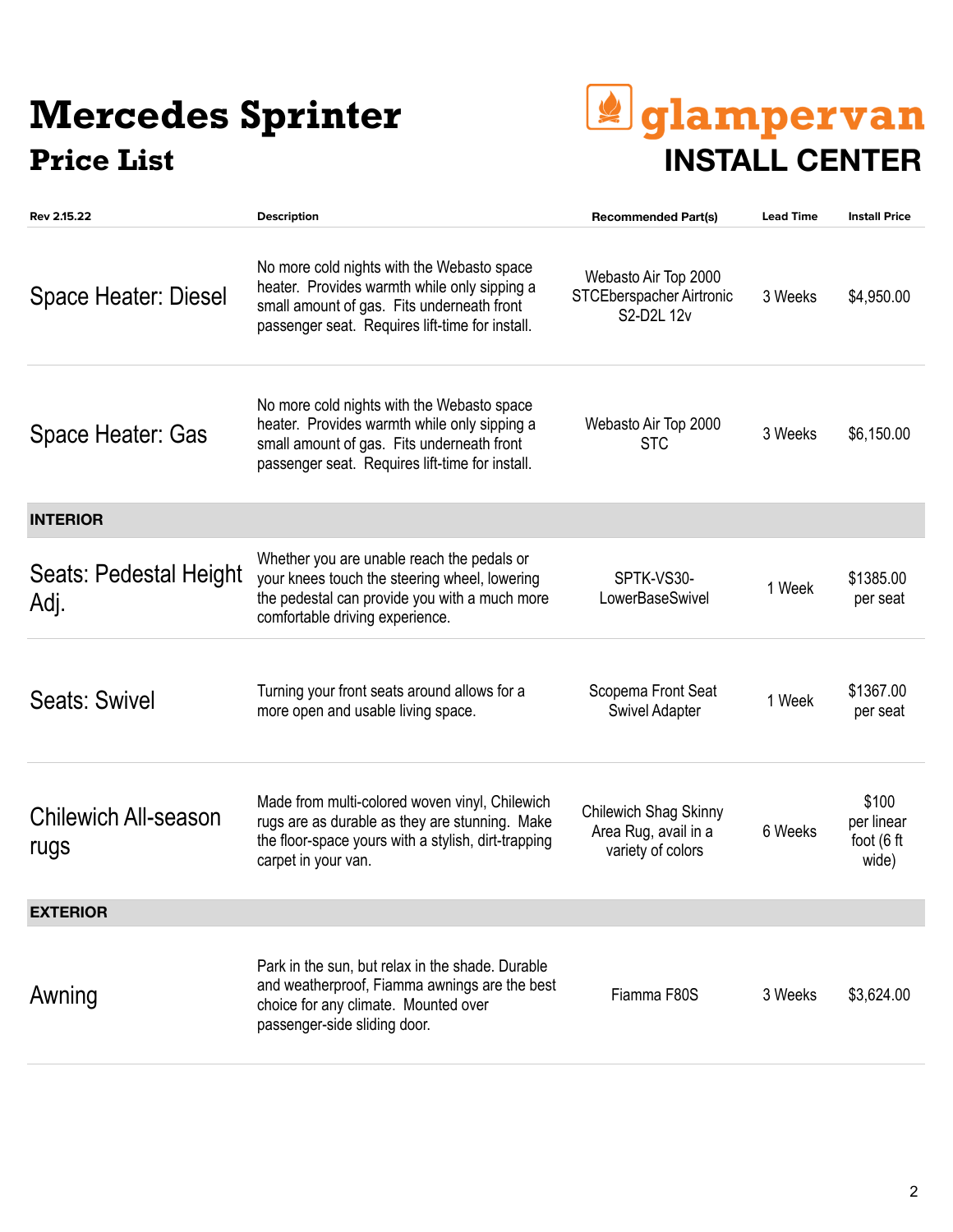# Mercedes Sprinter
## Price List

glampervan INSTALL CENTER

| Rev 2.15.22 | Description | Recommended Part(s) | Lead Time | Install Price |
|---|---|---|---|---|
| Space Heater: Diesel | No more cold nights with the Webasto space heater. Provides warmth while only sipping a small amount of gas. Fits underneath front passenger seat. Requires lift-time for install. | Webasto Air Top 2000 STCEberspacher Airtronic S2-D2L 12v | 3 Weeks | $4,950.00 |
| Space Heater: Gas | No more cold nights with the Webasto space heater. Provides warmth while only sipping a small amount of gas. Fits underneath front passenger seat. Requires lift-time for install. | Webasto Air Top 2000 STC | 3 Weeks | $6,150.00 |
| **INTERIOR** | | | | |
| Seats: Pedestal Height Adj. | Whether you are unable reach the pedals or your knees touch the steering wheel, lowering the pedestal can provide you with a much more comfortable driving experience. | SPTK-VS30-LowerBaseSwivel | 1 Week | $1385.00 per seat |
| Seats: Swivel | Turning your front seats around allows for a more open and usable living space. | Scopema Front Seat Swivel Adapter | 1 Week | $1367.00 per seat |
| Chilewich All-season rugs | Made from multi-colored woven vinyl, Chilewich rugs are as durable as they are stunning. Make the floor-space yours with a stylish, dirt-trapping carpet in your van. | Chilewich Shag Skinny Area Rug, avail in a variety of colors | 6 Weeks | $100 per linear foot (6 ft wide) |
| **EXTERIOR** | | | | |
| Awning | Park in the sun, but relax in the shade. Durable and weatherproof, Fiamma awnings are the best choice for any climate. Mounted over passenger-side sliding door. | Fiamma F80S | 3 Weeks | $3,624.00 |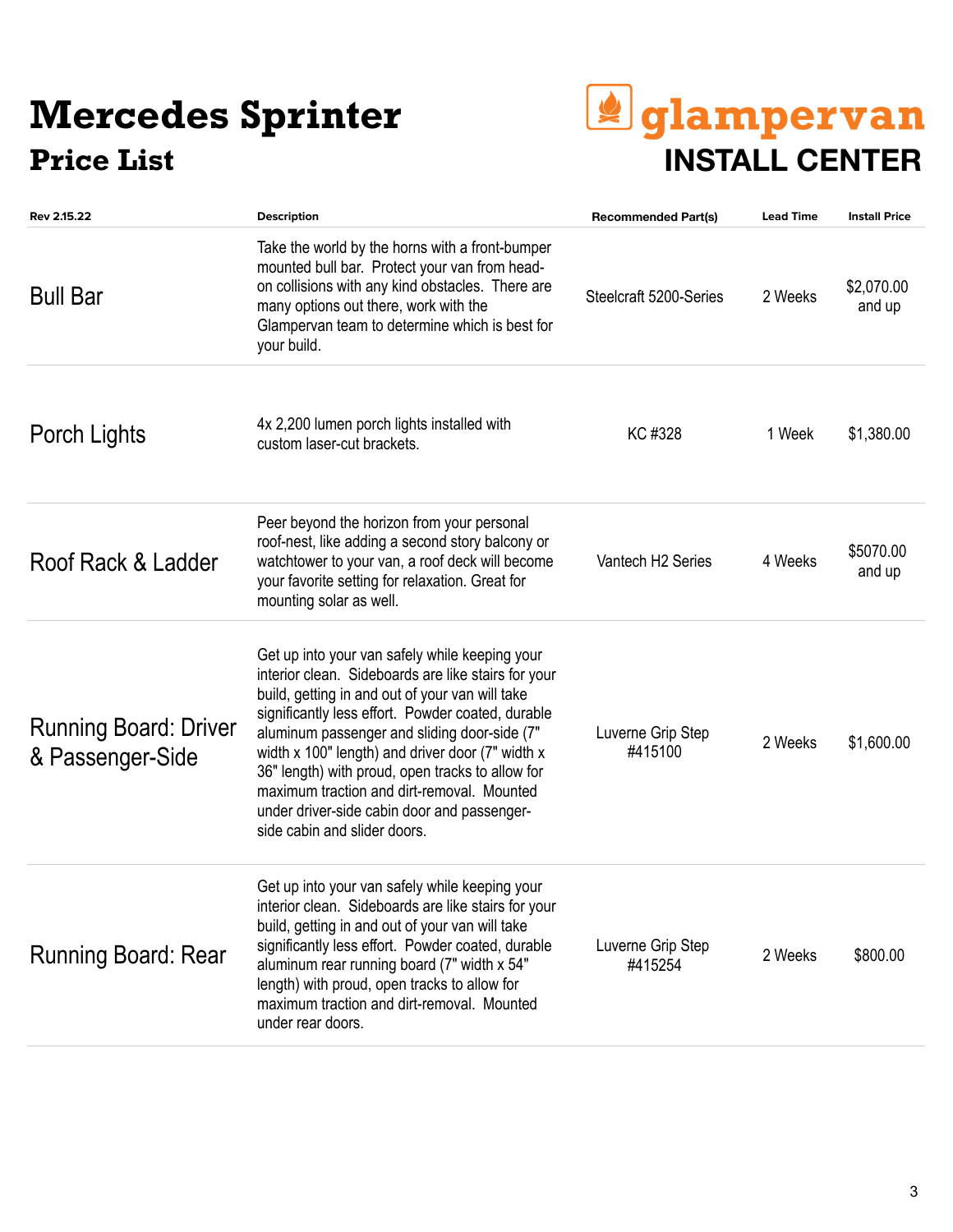# Mercedes Sprinter
## Price List

glampervan
**INSTALL CENTER**

| Rev 2.15.22 | Description | Recommended Part(s) | Lead Time | Install Price |
|---|---|---|---|---|
| Bull Bar | Take the world by the horns with a front-bumper mounted bull bar. Protect your van from head-on collisions with any kind obstacles. There are many options out there, work with the Glampervan team to determine which is best for your build. | Steelcraft 5200-Series | 2 Weeks | $2,070.00 and up |
| Porch Lights | 4x 2,200 lumen porch lights installed with custom laser-cut brackets. | KC #328 | 1 Week | $1,380.00 |
| Roof Rack & Ladder | Peer beyond the horizon from your personal roof-nest, like adding a second story balcony or watchtower to your van, a roof deck will become your favorite setting for relaxation. Great for mounting solar as well. | Vantech H2 Series | 4 Weeks | $5070.00 and up |
| Running Board: Driver & Passenger-Side | Get up into your van safely while keeping your interior clean. Sideboards are like stairs for your build, getting in and out of your van will take significantly less effort. Powder coated, durable aluminum passenger and sliding door-side (7" width x 100" length) and driver door (7" width x 36" length) with proud, open tracks to allow for maximum traction and dirt-removal. Mounted under driver-side cabin door and passenger-side cabin and slider doors. | Luverne Grip Step #415100 | 2 Weeks | $1,600.00 |
| Running Board: Rear | Get up into your van safely while keeping your interior clean. Sideboards are like stairs for your build, getting in and out of your van will take significantly less effort. Powder coated, durable aluminum rear running board (7" width x 54" length) with proud, open tracks to allow for maximum traction and dirt-removal. Mounted under rear doors. | Luverne Grip Step #415254 | 2 Weeks | $800.00 |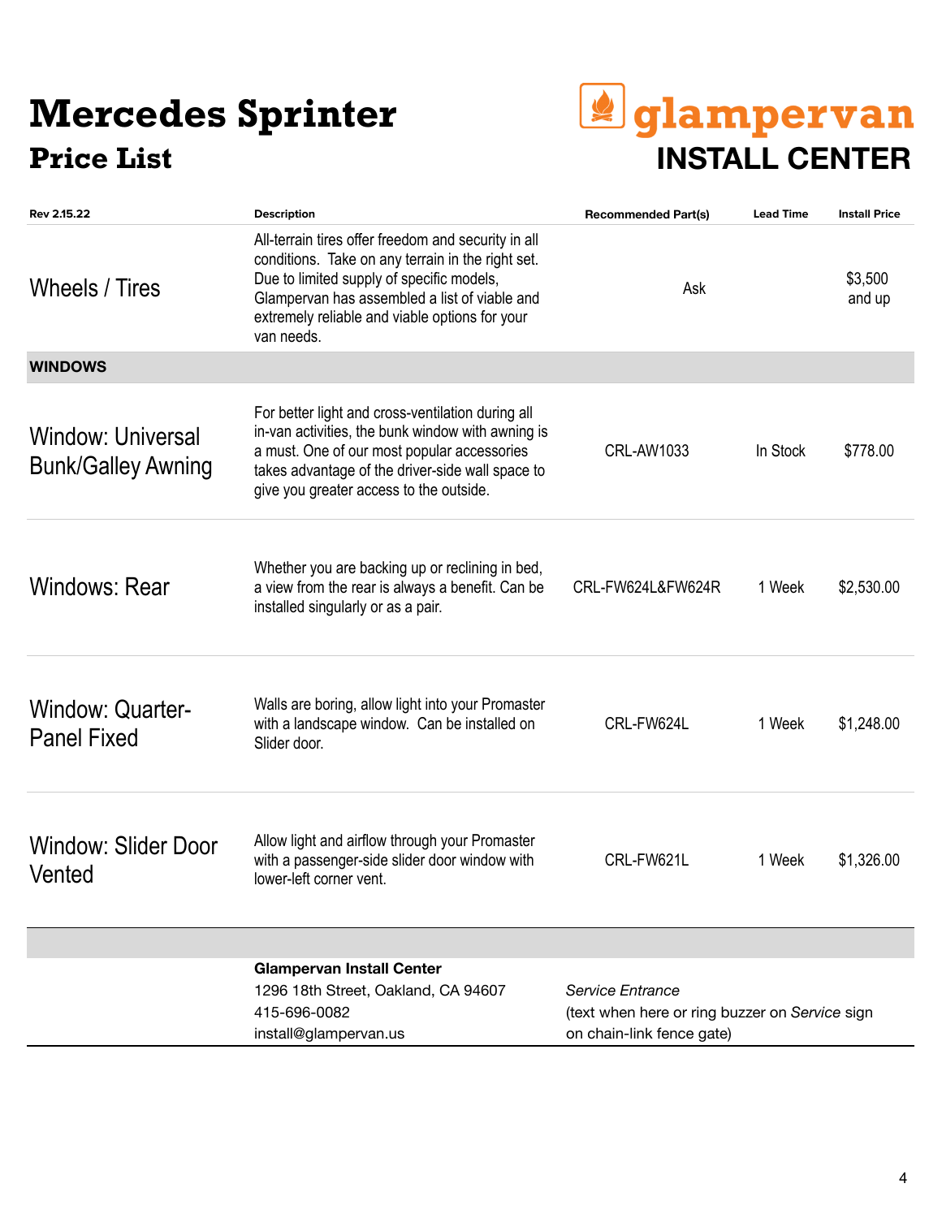# Mercedes Sprinter
## Price List

**glampervan**
**INSTALL CENTER**

| Rev 2.15.22 | Description | Recommended Part(s) | Lead Time | Install Price |
|---|---|---|---|---|
| Wheels / Tires | All-terrain tires offer freedom and security in all conditions. Take on any terrain in the right set. Due to limited supply of specific models, Glampervan has assembled a list of viable and extremely reliable and viable options for your van needs. | Ask | | $3,500 and up |
| **WINDOWS** | | | | |
| Window: Universal Bunk/Galley Awning | For better light and cross-ventilation during all in-van activities, the bunk window with awning is a must. One of our most popular accessories takes advantage of the driver-side wall space to give you greater access to the outside. | CRL-AW1033 | In Stock | $778.00 |
| Windows: Rear | Whether you are backing up or reclining in bed, a view from the rear is always a benefit. Can be installed singularly or as a pair. | CRL-FW624L&FW624R | 1 Week | $2,530.00 |
| Window: Quarter-Panel Fixed | Walls are boring, allow light into your Promaster with a landscape window. Can be installed on Slider door. | CRL-FW624L | 1 Week | $1,248.00 |
| Window: Slider Door Vented | Allow light and airflow through your Promaster with a passenger-side slider door window with lower-left corner vent. | CRL-FW621L | 1 Week | $1,326.00 |

**Glampervan Install Center**
1296 18th Street, Oakland, CA 94607
415-696-0082
install@glampervan.us

*Service Entrance*
(text when here or ring buzzer on *Service* sign on chain-link fence gate)